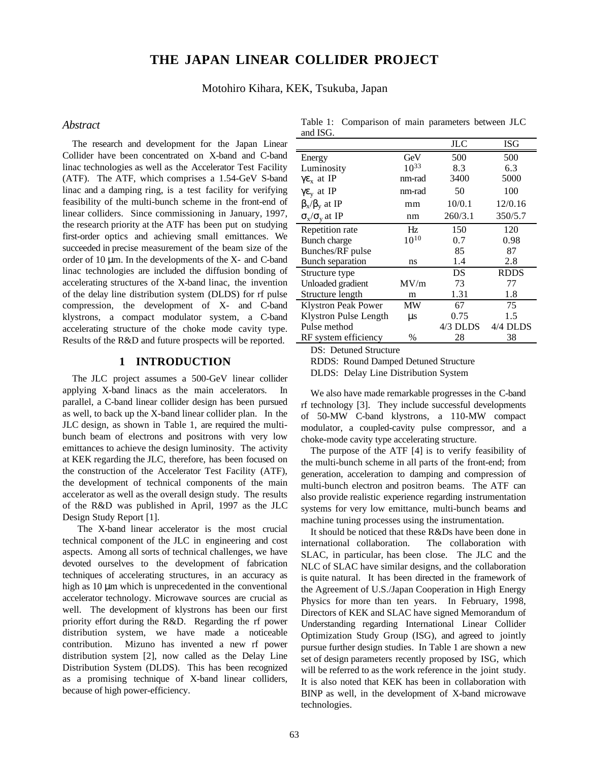# THE JAPAN LINEAR COLLIDER PROJECT

Motohiro Kihara, KEK, Tsukuba, Japan

## *Abstract*

The research and development for the Japan Linear Collider have been concentrated on X-band and C-band linac technologies as well as the Accelerator Test Facility (ATF). The ATF, which comprises a 1.54-GeV S-band linac and a damping ring, is a test facility for verifying feasibility of the multi-bunch scheme in the front-end of linear colliders. Since commissioning in January, 1997, the research priority at the ATF has been put on studying first-order optics and achieving small emittances. We succeeded in precise measurement of the beam size of the order of 10 μm. In the developments of the X- and C-band linac technologies are included the diffusion bonding of accelerating structures of the X-band linac, the invention of the delay line distribution system (DLDS) for rf pulse compression, the development of X- and C-band klystrons, a compact modulator system, a C-band accelerating structure of the choke mode cavity type. Results of the R&D and future prospects will be reported.

## 1 INTRODUCTION

The JLC project assumes a 500-GeV linear collider applying X-band linacs as the main accelerators. In parallel, a C-band linear collider design has been pursued as well, to back up the X-band linear collider plan. In the JLC design, as shown in Table 1, are required the multi-bunch beam of electrons and positrons with very low emittances to achieve the design luminosity. The activity at KEK regarding the JLC, therefore, has been focused on the construction of the Accelerator Test Facility (ATF), the development of technical components of the main accelerator as well as the overall design study. The results of the R&D was published in April, 1997 as the JLC Design Study Report [1].

The X-band linear accelerator is the most crucial technical component of the JLC in engineering and cost aspects. Among all sorts of technical challenges, we have devoted ourselves to the development of fabrication techniques of accelerating structures, in an accuracy as high as 10 μm which is unprecedented in the conventional accelerator technology. Microwave sources are crucial as well. The development of klystrons has been our first priority effort during the R&D. Regarding the rf power distribution system, we have made a noticeable contribution. Mizuno has invented a new rf power distribution system [2], now called as the Delay Line Distribution System (DLDS). This has been recognized as a promising technique of X-band linear colliders, because of high power-efficiency.

Table 1: Comparison of main parameters between JLC and ISG.

| | | JLC | ISG |
|---|---|---|---|
| Energy | GeV | 500 | 500 |
| Luminosity | $10^{33}$ | 8.3 | 6.3 |
| $\gamma\varepsilon_x$ at IP | nm-rad | 3400 | 5000 |
| $\gamma\varepsilon_y$ at IP | nm-rad | 50 | 100 |
| $\beta_x/\beta_y$ at IP | mm | 10/0.1 | 12/0.16 |
| $\sigma_x/\sigma_y$ at IP | nm | 260/3.1 | 350/5.7 |
| Repetition rate | Hz | 150 | 120 |
| Bunch charge | $10^{10}$ | 0.7 | 0.98 |
| Bunches/RF pulse | | 85 | 87 |
| Bunch separation | ns | 1.4 | 2.8 |
| Structure type | | DS | RDDS |
| Unloaded gradient | MV/m | 73 | 77 |
| Structure length | m | 1.31 | 1.8 |
| Klystron Peak Power | MW | 67 | 75 |
| Klystron Pulse Length | μs | 0.75 | 1.5 |
| Pulse method | | 4/3 DLDS | 4/4 DLDS |
| RF system efficiency | % | 28 | 38 |

DS: Detuned Structure

RDDS: Round Damped Detuned Structure

DLDS: Delay Line Distribution System

We also have made remarkable progresses in the C-band rf technology [3]. They include successful developments of 50-MW C-band klystrons, a 110-MW compact modulator, a coupled-cavity pulse compressor, and a choke-mode cavity type accelerating structure.

The purpose of the ATF [4] is to verify feasibility of the multi-bunch scheme in all parts of the front-end; from generation, acceleration to damping and compression of multi-bunch electron and positron beams. The ATF can also provide realistic experience regarding instrumentation systems for very low emittance, multi-bunch beams and machine tuning processes using the instrumentation.

It should be noticed that these R&Ds have been done in international collaboration. The collaboration with SLAC, in particular, has been close. The JLC and the NLC of SLAC have similar designs, and the collaboration is quite natural. It has been directed in the framework of the Agreement of U.S./Japan Cooperation in High Energy Physics for more than ten years. In February, 1998, Directors of KEK and SLAC have signed Memorandum of Understanding regarding International Linear Collider Optimization Study Group (ISG), and agreed to jointly pursue further design studies. In Table 1 are shown a new set of design parameters recently proposed by ISG, which will be referred to as the work reference in the joint study. It is also noted that KEK has been in collaboration with BINP as well, in the development of X-band microwave technologies.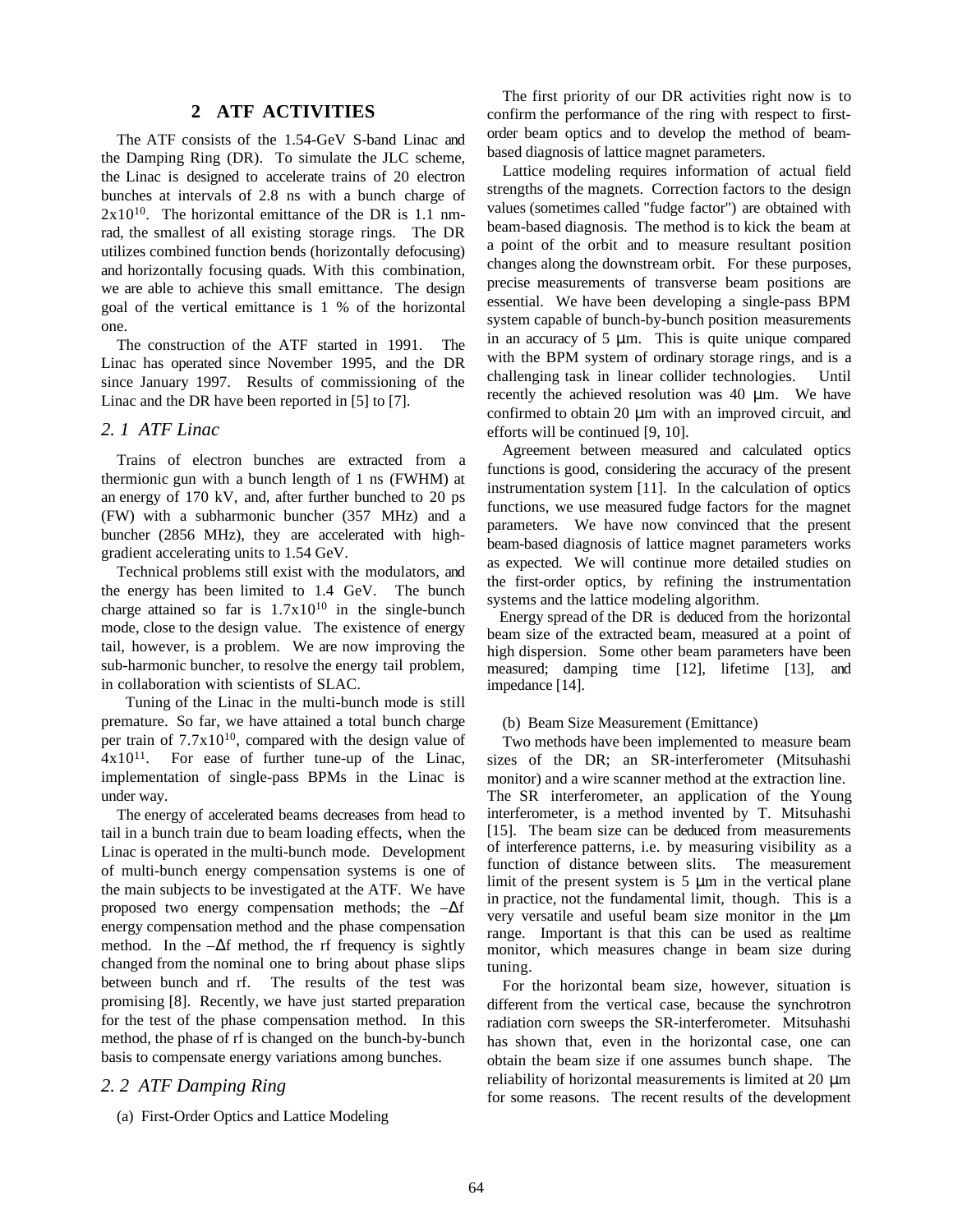## 2 ATF ACTIVITIES

The ATF consists of the 1.54-GeV S-band Linac and the Damping Ring (DR). To simulate the JLC scheme, the Linac is designed to accelerate trains of 20 electron bunches at intervals of 2.8 ns with a bunch charge of $2\text{x}10^{10}$. The horizontal emittance of the DR is 1.1 nm-rad, the smallest of all existing storage rings. The DR utilizes combined function bends (horizontally defocusing) and horizontally focusing quads. With this combination, we are able to achieve this small emittance. The design goal of the vertical emittance is 1 % of the horizontal one.

The construction of the ATF started in 1991. The Linac has operated since November 1995, and the DR since January 1997. Results of commissioning of the Linac and the DR have been reported in [5] to [7].

### *2. 1 ATF Linac*

Trains of electron bunches are extracted from a thermionic gun with a bunch length of 1 ns (FWHM) at an energy of 170 kV, and, after further bunched to 20 ps (FW) with a subharmonic buncher (357 MHz) and a buncher (2856 MHz), they are accelerated with high-gradient accelerating units to 1.54 GeV.

Technical problems still exist with the modulators, and the energy has been limited to 1.4 GeV. The bunch charge attained so far is $1.7\text{x}10^{10}$ in the single-bunch mode, close to the design value. The existence of energy tail, however, is a problem. We are now improving the sub-harmonic buncher, to resolve the energy tail problem, in collaboration with scientists of SLAC.

Tuning of the Linac in the multi-bunch mode is still premature. So far, we have attained a total bunch charge per train of $7.7\text{x}10^{10}$, compared with the design value of $4\text{x}10^{11}$. For ease of further tune-up of the Linac, implementation of single-pass BPMs in the Linac is under way.

The energy of accelerated beams decreases from head to tail in a bunch train due to beam loading effects, when the Linac is operated in the multi-bunch mode. Development of multi-bunch energy compensation systems is one of the main subjects to be investigated at the ATF. We have proposed two energy compensation methods; the $-\Delta f$ energy compensation method and the phase compensation method. In the $-\Delta f$ method, the rf frequency is sightly changed from the nominal one to bring about phase slips between bunch and rf. The results of the test was promising [8]. Recently, we have just started preparation for the test of the phase compensation method. In this method, the phase of rf is changed on the bunch-by-bunch basis to compensate energy variations among bunches.

### *2. 2 ATF Damping Ring*

(a) First-Order Optics and Lattice Modeling

The first priority of our DR activities right now is to confirm the performance of the ring with respect to first-order beam optics and to develop the method of beam-based diagnosis of lattice magnet parameters.

Lattice modeling requires information of actual field strengths of the magnets. Correction factors to the design values (sometimes called "fudge factor") are obtained with beam-based diagnosis. The method is to kick the beam at a point of the orbit and to measure resultant position changes along the downstream orbit. For these purposes, precise measurements of transverse beam positions are essential. We have been developing a single-pass BPM system capable of bunch-by-bunch position measurements in an accuracy of 5 μm. This is quite unique compared with the BPM system of ordinary storage rings, and is a challenging task in linear collider technologies. Until recently the achieved resolution was 40 μm. We have confirmed to obtain 20 μm with an improved circuit, and efforts will be continued [9, 10].

Agreement between measured and calculated optics functions is good, considering the accuracy of the present instrumentation system [11]. In the calculation of optics functions, we use measured fudge factors for the magnet parameters. We have now convinced that the present beam-based diagnosis of lattice magnet parameters works as expected. We will continue more detailed studies on the first-order optics, by refining the instrumentation systems and the lattice modeling algorithm.

Energy spread of the DR is deduced from the horizontal beam size of the extracted beam, measured at a point of high dispersion. Some other beam parameters have been measured; damping time [12], lifetime [13], and impedance [14].

(b) Beam Size Measurement (Emittance)

Two methods have been implemented to measure beam sizes of the DR; an SR-interferometer (Mitsuhashi monitor) and a wire scanner method at the extraction line. The SR interferometer, an application of the Young interferometer, is a method invented by T. Mitsuhashi [15]. The beam size can be deduced from measurements of interference patterns, i.e. by measuring visibility as a function of distance between slits. The measurement limit of the present system is 5 μm in the vertical plane in practice, not the fundamental limit, though. This is a very versatile and useful beam size monitor in the μm range. Important is that this can be used as realtime monitor, which measures change in beam size during tuning.

For the horizontal beam size, however, situation is different from the vertical case, because the synchrotron radiation corn sweeps the SR-interferometer. Mitsuhashi has shown that, even in the horizontal case, one can obtain the beam size if one assumes bunch shape. The reliability of horizontal measurements is limited at 20 μm for some reasons. The recent results of the development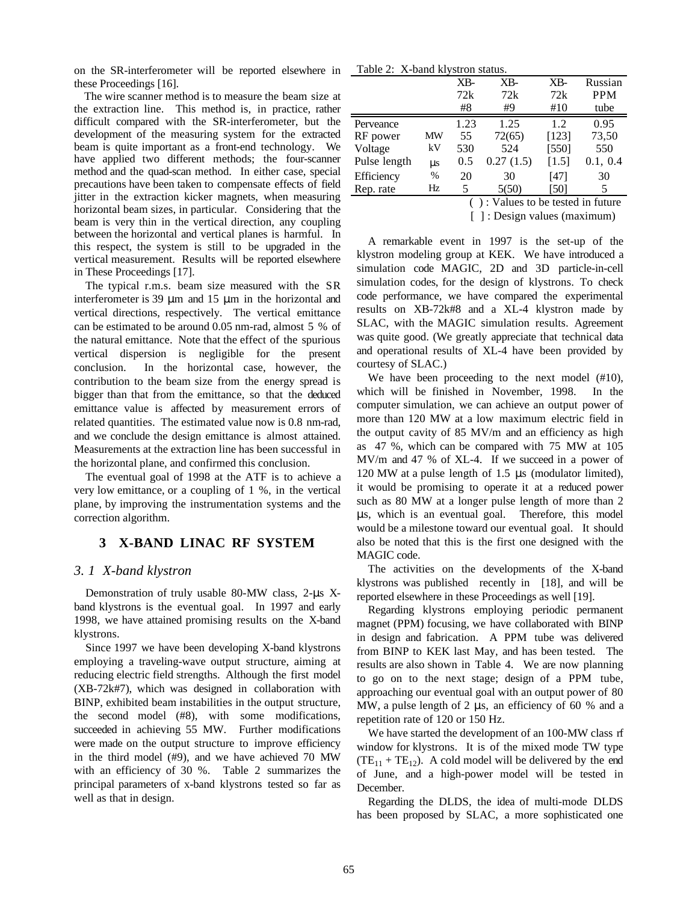on the SR-interferometer will be reported elsewhere in these Proceedings [16].

The wire scanner method is to measure the beam size at the extraction line. This method is, in practice, rather difficult compared with the SR-interferometer, but the development of the measuring system for the extracted beam is quite important as a front-end technology. We have applied two different methods; the four-scanner method and the quad-scan method. In either case, special precautions have been taken to compensate effects of field jitter in the extraction kicker magnets, when measuring horizontal beam sizes, in particular. Considering that the beam is very thin in the vertical direction, any coupling between the horizontal and vertical planes is harmful. In this respect, the system is still to be upgraded in the vertical measurement. Results will be reported elsewhere in These Proceedings [17].

The typical r.m.s. beam size measured with the SR interferometer is 39 μm and 15 μm in the horizontal and vertical directions, respectively. The vertical emittance can be estimated to be around 0.05 nm-rad, almost 5 % of the natural emittance. Note that the effect of the spurious vertical dispersion is negligible for the present conclusion. In the horizontal case, however, the contribution to the beam size from the energy spread is bigger than that from the emittance, so that the deduced emittance value is affected by measurement errors of related quantities. The estimated value now is 0.8 nm-rad, and we conclude the design emittance is almost attained. Measurements at the extraction line has been successful in the horizontal plane, and confirmed this conclusion.

The eventual goal of 1998 at the ATF is to achieve a very low emittance, or a coupling of 1 %, in the vertical plane, by improving the instrumentation systems and the correction algorithm.

## 3 X-BAND LINAC RF SYSTEM

### *3. 1 X-band klystron*

Demonstration of truly usable 80-MW class, 2-μs X-band klystrons is the eventual goal. In 1997 and early 1998, we have attained promising results on the X-band klystrons.

Since 1997 we have been developing X-band klystrons employing a traveling-wave output structure, aiming at reducing electric field strengths. Although the first model (XB-72k#7), which was designed in collaboration with BINP, exhibited beam instabilities in the output structure, the second model (#8), with some modifications, succeeded in achieving 55 MW. Further modifications were made on the output structure to improve efficiency in the third model (#9), and we have achieved 70 MW with an efficiency of 30 %. Table 2 summarizes the principal parameters of x-band klystrons tested so far as well as that in design.

Table 2: X-band klystron status.

| | | XB-72k #8 | XB-72k #9 | XB-72k #10 | Russian PPM tube |
|---|---|---|---|---|---|
| Perveance | | 1.23 | 1.25 | 1.2 | 0.95 |
| RF power | MW | 55 | 72(65) | [123] | 73,50 |
| Voltage | kV | 530 | 524 | [550] | 550 |
| Pulse length | μs | 0.5 | 0.27 (1.5) | [1.5] | 0.1, 0.4 |
| Efficiency | % | 20 | 30 | [47] | 30 |
| Rep. rate | Hz | 5 | 5(50) | [50] | 5 |

( ) : Values to be tested in future
[ ] : Design values (maximum)

A remarkable event in 1997 is the set-up of the klystron modeling group at KEK. We have introduced a simulation code MAGIC, 2D and 3D particle-in-cell simulation codes, for the design of klystrons. To check code performance, we have compared the experimental results on XB-72k#8 and a XL-4 klystron made by SLAC, with the MAGIC simulation results. Agreement was quite good. (We greatly appreciate that technical data and operational results of XL-4 have been provided by courtesy of SLAC.)

We have been proceeding to the next model (#10), which will be finished in November, 1998. In the computer simulation, we can achieve an output power of more than 120 MW at a low maximum electric field in the output cavity of 85 MV/m and an efficiency as high as 47 %, which can be compared with 75 MW at 105 MV/m and 47 % of XL-4. If we succeed in a power of 120 MW at a pulse length of 1.5 μs (modulator limited), it would be promising to operate it at a reduced power such as 80 MW at a longer pulse length of more than 2 μs, which is an eventual goal. Therefore, this model would be a milestone toward our eventual goal. It should also be noted that this is the first one designed with the MAGIC code.

The activities on the developments of the X-band klystrons was published recently in [18], and will be reported elsewhere in these Proceedings as well [19].

Regarding klystrons employing periodic permanent magnet (PPM) focusing, we have collaborated with BINP in design and fabrication. A PPM tube was delivered from BINP to KEK last May, and has been tested. The results are also shown in Table 4. We are now planning to go on to the next stage; design of a PPM tube, approaching our eventual goal with an output power of 80 MW, a pulse length of 2 μs, an efficiency of 60 % and a repetition rate of 120 or 150 Hz.

We have started the development of an 100-MW class rf window for klystrons. It is of the mixed mode TW type ($TE_{11}$ + $TE_{12}$). A cold model will be delivered by the end of June, and a high-power model will be tested in December.

Regarding the DLDS, the idea of multi-mode DLDS has been proposed by SLAC, a more sophisticated one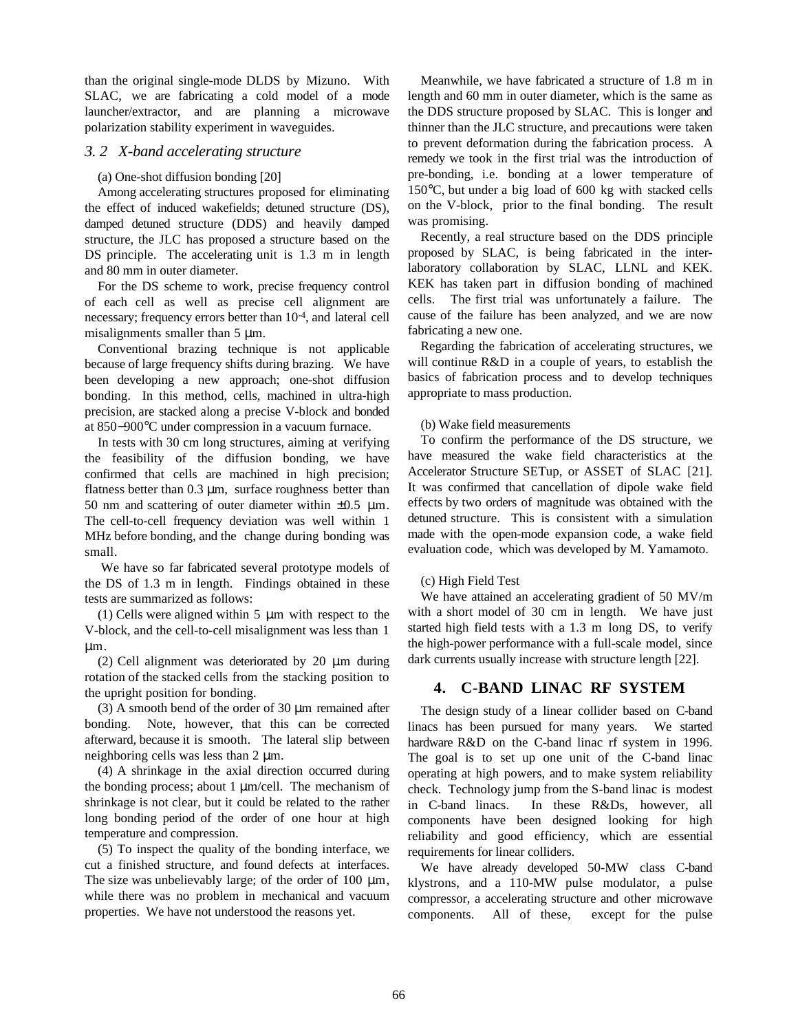than the original single-mode DLDS by Mizuno. With SLAC, we are fabricating a cold model of a mode launcher/extractor, and are planning a microwave polarization stability experiment in waveguides.

### *3. 2 X-band accelerating structure*

(a) One-shot diffusion bonding [20]

Among accelerating structures proposed for eliminating the effect of induced wakefields; detuned structure (DS), damped detuned structure (DDS) and heavily damped structure, the JLC has proposed a structure based on the DS principle. The accelerating unit is 1.3 m in length and 80 mm in outer diameter.

For the DS scheme to work, precise frequency control of each cell as well as precise cell alignment are necessary; frequency errors better than $10^{-4}$, and lateral cell misalignments smaller than 5 μm.

Conventional brazing technique is not applicable because of large frequency shifts during brazing. We have been developing a new approach; one-shot diffusion bonding. In this method, cells, machined in ultra-high precision, are stacked along a precise V-block and bonded at 850−900°C under compression in a vacuum furnace.

In tests with 30 cm long structures, aiming at verifying the feasibility of the diffusion bonding, we have confirmed that cells are machined in high precision; flatness better than 0.3 μm, surface roughness better than 50 nm and scattering of outer diameter within ±0.5 μm. The cell-to-cell frequency deviation was well within 1 MHz before bonding, and the change during bonding was small.

We have so far fabricated several prototype models of the DS of 1.3 m in length. Findings obtained in these tests are summarized as follows:

(1) Cells were aligned within 5 μm with respect to the V-block, and the cell-to-cell misalignment was less than 1 μm.

(2) Cell alignment was deteriorated by 20 μm during rotation of the stacked cells from the stacking position to the upright position for bonding.

(3) A smooth bend of the order of 30 μm remained after bonding. Note, however, that this can be corrected afterward, because it is smooth. The lateral slip between neighboring cells was less than 2 μm.

(4) A shrinkage in the axial direction occurred during the bonding process; about 1 μm/cell. The mechanism of shrinkage is not clear, but it could be related to the rather long bonding period of the order of one hour at high temperature and compression.

(5) To inspect the quality of the bonding interface, we cut a finished structure, and found defects at interfaces. The size was unbelievably large; of the order of 100 μm, while there was no problem in mechanical and vacuum properties. We have not understood the reasons yet.

Meanwhile, we have fabricated a structure of 1.8 m in length and 60 mm in outer diameter, which is the same as the DDS structure proposed by SLAC. This is longer and thinner than the JLC structure, and precautions were taken to prevent deformation during the fabrication process. A remedy we took in the first trial was the introduction of pre-bonding, i.e. bonding at a lower temperature of 150°C, but under a big load of 600 kg with stacked cells on the V-block, prior to the final bonding. The result was promising.

Recently, a real structure based on the DDS principle proposed by SLAC, is being fabricated in the inter-laboratory collaboration by SLAC, LLNL and KEK. KEK has taken part in diffusion bonding of machined cells. The first trial was unfortunately a failure. The cause of the failure has been analyzed, and we are now fabricating a new one.

Regarding the fabrication of accelerating structures, we will continue R&D in a couple of years, to establish the basics of fabrication process and to develop techniques appropriate to mass production.

(b) Wake field measurements

To confirm the performance of the DS structure, we have measured the wake field characteristics at the Accelerator Structure SETup, or ASSET of SLAC [21]. It was confirmed that cancellation of dipole wake field effects by two orders of magnitude was obtained with the detuned structure. This is consistent with a simulation made with the open-mode expansion code, a wake field evaluation code, which was developed by M. Yamamoto.

(c) High Field Test

We have attained an accelerating gradient of 50 MV/m with a short model of 30 cm in length. We have just started high field tests with a 1.3 m long DS, to verify the high-power performance with a full-scale model, since dark currents usually increase with structure length [22].

## 4. C-BAND LINAC RF SYSTEM

The design study of a linear collider based on C-band linacs has been pursued for many years. We started hardware R&D on the C-band linac rf system in 1996. The goal is to set up one unit of the C-band linac operating at high powers, and to make system reliability check. Technology jump from the S-band linac is modest in C-band linacs. In these R&Ds, however, all components have been designed looking for high reliability and good efficiency, which are essential requirements for linear colliders.

We have already developed 50-MW class C-band klystrons, and a 110-MW pulse modulator, a pulse compressor, a accelerating structure and other microwave components. All of these, except for the pulse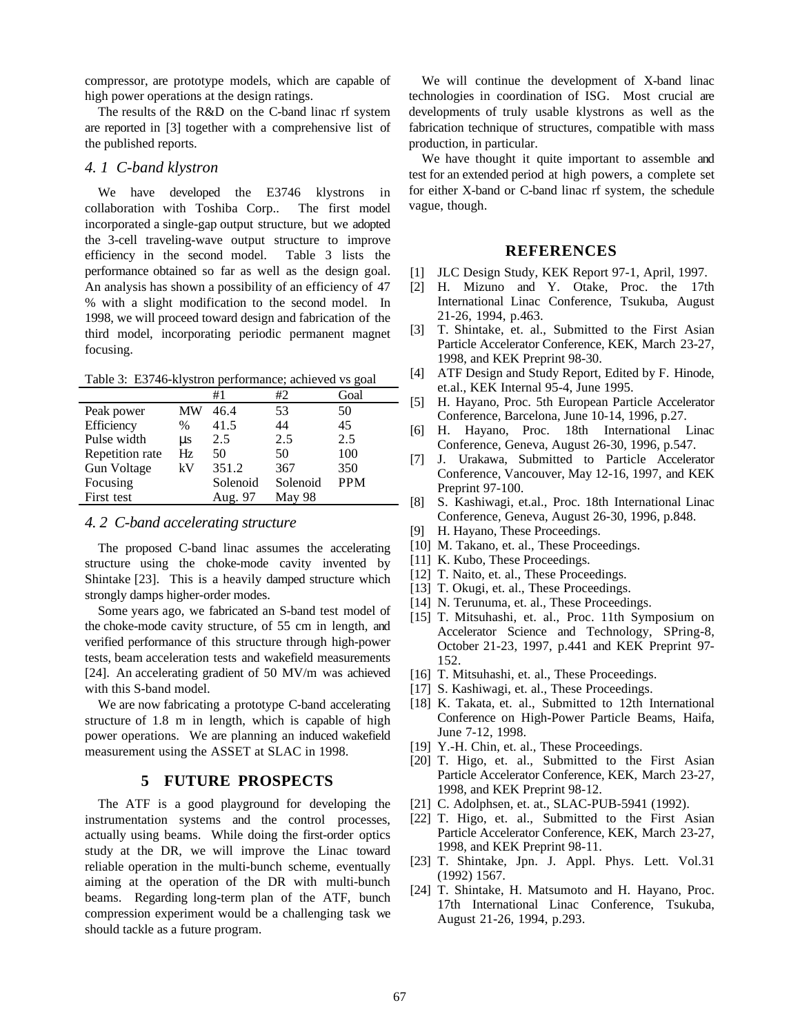compressor, are prototype models, which are capable of high power operations at the design ratings.

The results of the R&D on the C-band linac rf system are reported in [3] together with a comprehensive list of the published reports.

### *4. 1 C-band klystron*

We have developed the E3746 klystrons in collaboration with Toshiba Corp.. The first model incorporated a single-gap output structure, but we adopted the 3-cell traveling-wave output structure to improve efficiency in the second model. Table 3 lists the performance obtained so far as well as the design goal. An analysis has shown a possibility of an efficiency of 47 % with a slight modification to the second model. In 1998, we will proceed toward design and fabrication of the third model, incorporating periodic permanent magnet focusing.

Table 3: E3746-klystron performance; achieved vs goal

| | | #1 | #2 | Goal |
|---|---|---|---|---|
| Peak power | MW | 46.4 | 53 | 50 |
| Efficiency | % | 41.5 | 44 | 45 |
| Pulse width | μs | 2.5 | 2.5 | 2.5 |
| Repetition rate | Hz | 50 | 50 | 100 |
| Gun Voltage | kV | 351.2 | 367 | 350 |
| Focusing | | Solenoid | Solenoid | PPM |
| First test | | Aug. 97 | May 98 | |

### *4. 2 C-band accelerating structure*

The proposed C-band linac assumes the accelerating structure using the choke-mode cavity invented by Shintake [23]. This is a heavily damped structure which strongly damps higher-order modes.

Some years ago, we fabricated an S-band test model of the choke-mode cavity structure, of 55 cm in length, and verified performance of this structure through high-power tests, beam acceleration tests and wakefield measurements [24]. An accelerating gradient of 50 MV/m was achieved with this S-band model.

We are now fabricating a prototype C-band accelerating structure of 1.8 m in length, which is capable of high power operations. We are planning an induced wakefield measurement using the ASSET at SLAC in 1998.

## 5 FUTURE PROSPECTS

The ATF is a good playground for developing the instrumentation systems and the control processes, actually using beams. While doing the first-order optics study at the DR, we will improve the Linac toward reliable operation in the multi-bunch scheme, eventually aiming at the operation of the DR with multi-bunch beams. Regarding long-term plan of the ATF, bunch compression experiment would be a challenging task we should tackle as a future program.

We will continue the development of X-band linac technologies in coordination of ISG. Most crucial are developments of truly usable klystrons as well as the fabrication technique of structures, compatible with mass production, in particular.

We have thought it quite important to assemble and test for an extended period at high powers, a complete set for either X-band or C-band linac rf system, the schedule vague, though.

## REFERENCES

[1] JLC Design Study, KEK Report 97-1, April, 1997.

[2] H. Mizuno and Y. Otake, Proc. the 17th International Linac Conference, Tsukuba, August 21-26, 1994, p.463.

[3] T. Shintake, et. al., Submitted to the First Asian Particle Accelerator Conference, KEK, March 23-27, 1998, and KEK Preprint 98-30.

[4] ATF Design and Study Report, Edited by F. Hinode, et.al., KEK Internal 95-4, June 1995.

[5] H. Hayano, Proc. 5th European Particle Accelerator Conference, Barcelona, June 10-14, 1996, p.27.

[6] H. Hayano, Proc. 18th International Linac Conference, Geneva, August 26-30, 1996, p.547.

[7] J. Urakawa, Submitted to Particle Accelerator Conference, Vancouver, May 12-16, 1997, and KEK Preprint 97-100.

[8] S. Kashiwagi, et.al., Proc. 18th International Linac Conference, Geneva, August 26-30, 1996, p.848.

[9] H. Hayano, These Proceedings.

[10] M. Takano, et. al., These Proceedings.

[11] K. Kubo, These Proceedings.

[12] T. Naito, et. al., These Proceedings.

[13] T. Okugi, et. al., These Proceedings.

[14] N. Terunuma, et. al., These Proceedings.

[15] T. Mitsuhashi, et. al., Proc. 11th Symposium on Accelerator Science and Technology, SPring-8, October 21-23, 1997, p.441 and KEK Preprint 97-152.

[16] T. Mitsuhashi, et. al., These Proceedings.

[17] S. Kashiwagi, et. al., These Proceedings.

[18] K. Takata, et. al., Submitted to 12th International Conference on High-Power Particle Beams, Haifa, June 7-12, 1998.

[19] Y.-H. Chin, et. al., These Proceedings.

[20] T. Higo, et. al., Submitted to the First Asian Particle Accelerator Conference, KEK, March 23-27, 1998, and KEK Preprint 98-12.

[21] C. Adolphsen, et. at., SLAC-PUB-5941 (1992).

[22] T. Higo, et. al., Submitted to the First Asian Particle Accelerator Conference, KEK, March 23-27, 1998, and KEK Preprint 98-11.

[23] T. Shintake, Jpn. J. Appl. Phys. Lett. Vol.31 (1992) 1567.

[24] T. Shintake, H. Matsumoto and H. Hayano, Proc. 17th International Linac Conference, Tsukuba, August 21-26, 1994, p.293.